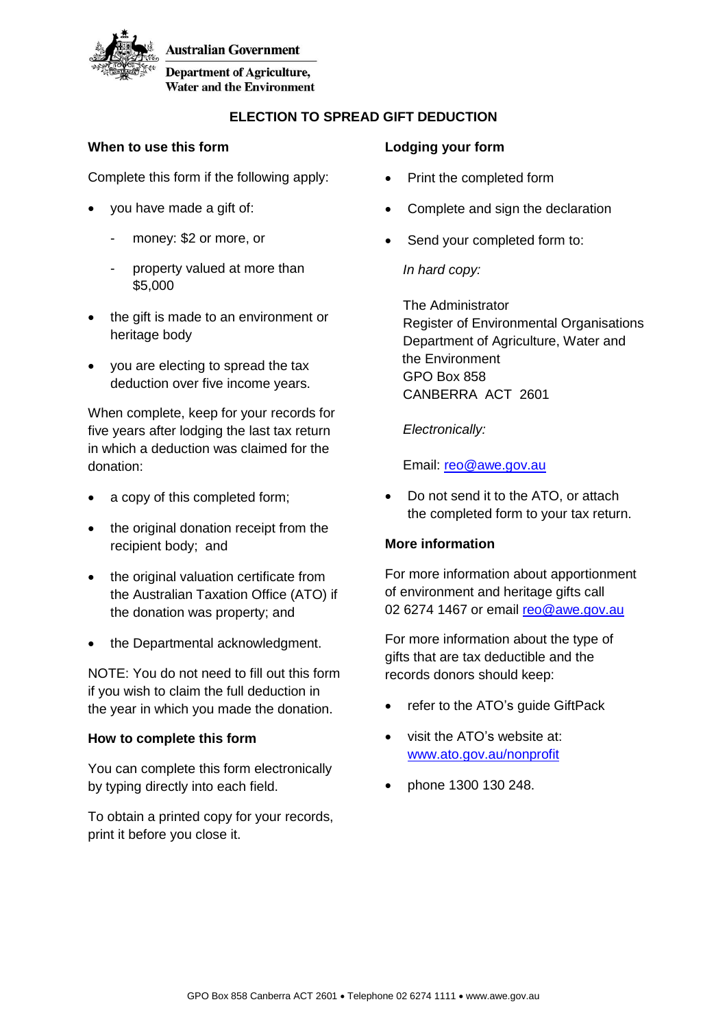Australian Government

Department of Agriculture, Water and the Environment

# ELECTION TO SPREAD GIFT DEDUCTION

## When to use this form

Complete this form if the following apply:

- you have made a gift of:
  - money: $2 or more, or
  - property valued at more than $5,000
- the gift is made to an environment or heritage body
- you are electing to spread the tax deduction over five income years.

When complete, keep for your records for five years after lodging the last tax return in which a deduction was claimed for the donation:

- a copy of this completed form;
- the original donation receipt from the recipient body; and
- the original valuation certificate from the Australian Taxation Office (ATO) if the donation was property; and
- the Departmental acknowledgment.

NOTE: You do not need to fill out this form if you wish to claim the full deduction in the year in which you made the donation.

## How to complete this form

You can complete this form electronically by typing directly into each field.

To obtain a printed copy for your records, print it before you close it.

## Lodging your form

- Print the completed form
- Complete and sign the declaration
- Send your completed form to:

  *In hard copy:*

  The Administrator
  Register of Environmental Organisations
  Department of Agriculture, Water and the Environment
  GPO Box 858
  CANBERRA ACT 2601

  *Electronically:*

  Email: reo@awe.gov.au

- Do not send it to the ATO, or attach the completed form to your tax return.

## More information

For more information about apportionment of environment and heritage gifts call 02 6274 1467 or email reo@awe.gov.au

For more information about the type of gifts that are tax deductible and the records donors should keep:

- refer to the ATO's guide GiftPack
- visit the ATO's website at: www.ato.gov.au/nonprofit
- phone 1300 130 248.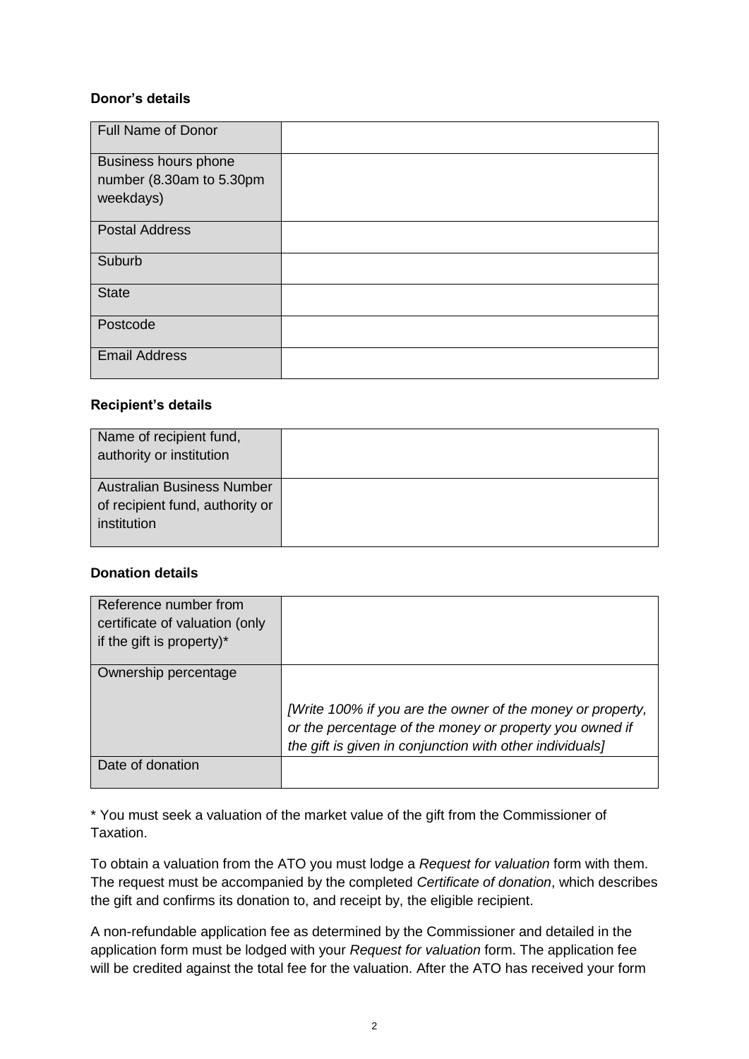**Donor's details**

| Full Name of Donor | |
|---|---|
| Business hours phone number (8.30am to 5.30pm weekdays) | |
| Postal Address | |
| Suburb | |
| State | |
| Postcode | |
| Email Address | |

**Recipient's details**

| Name of recipient fund, authority or institution | |
|---|---|
| Australian Business Number of recipient fund, authority or institution | |

**Donation details**

| Reference number from certificate of valuation (only if the gift is property)* | |
|---|---|
| Ownership percentage | *[Write 100% if you are the owner of the money or property, or the percentage of the money or property you owned if the gift is given in conjunction with other individuals]* |
| Date of donation | |

\* You must seek a valuation of the market value of the gift from the Commissioner of Taxation.

To obtain a valuation from the ATO you must lodge a *Request for valuation* form with them. The request must be accompanied by the completed *Certificate of donation*, which describes the gift and confirms its donation to, and receipt by, the eligible recipient.

A non-refundable application fee as determined by the Commissioner and detailed in the application form must be lodged with your *Request for valuation* form. The application fee will be credited against the total fee for the valuation. After the ATO has received your form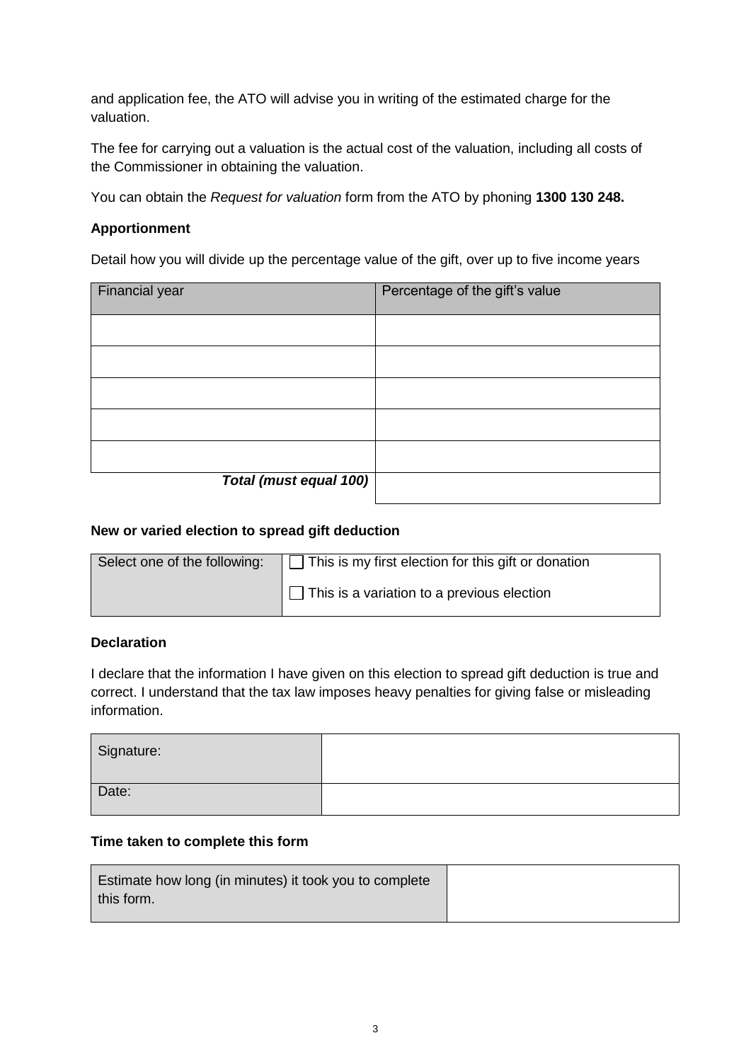and application fee, the ATO will advise you in writing of the estimated charge for the valuation.

The fee for carrying out a valuation is the actual cost of the valuation, including all costs of the Commissioner in obtaining the valuation.

You can obtain the *Request for valuation* form from the ATO by phoning **1300 130 248.**

**Apportionment**

Detail how you will divide up the percentage value of the gift, over up to five income years

| Financial year | Percentage of the gift's value |
|---|---|
| | |
| | |
| | |
| | |
| | |
| ***Total (must equal 100)*** | |

**New or varied election to spread gift deduction**

| | |
|---|---|
| Select one of the following: | ☐ This is my first election for this gift or donation<br>☐ This is a variation to a previous election |

**Declaration**

I declare that the information I have given on this election to spread gift deduction is true and correct. I understand that the tax law imposes heavy penalties for giving false or misleading information.

| | |
|---|---|
| Signature: | |
| Date: | |

**Time taken to complete this form**

| | |
|---|---|
| Estimate how long (in minutes) it took you to complete this form. | |